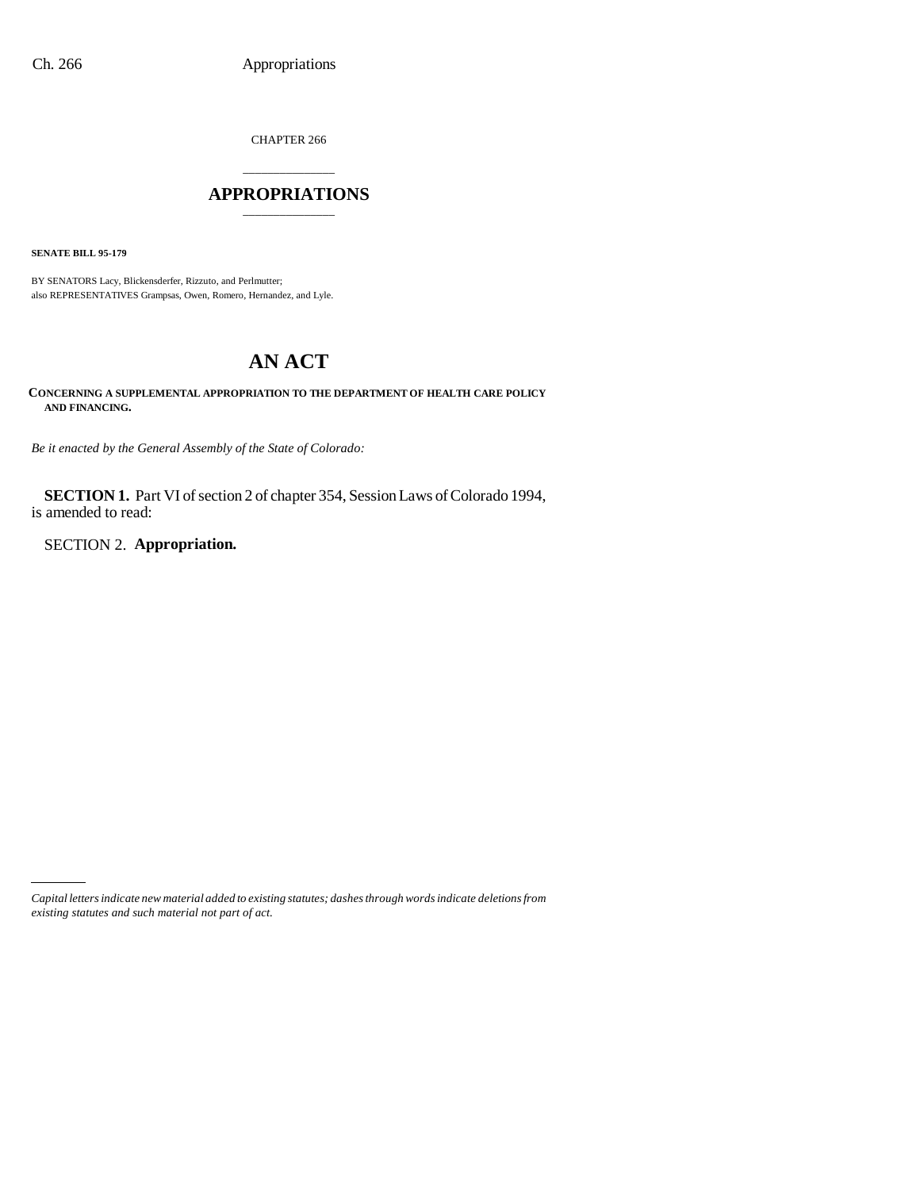CHAPTER 266

# APPROPRIATIONS

**SENATE BILL 95-179**

BY SENATORS Lacy, Blickensderfer, Rizzuto, and Perlmutter;
also REPRESENTATIVES Grampsas, Owen, Romero, Hernandez, and Lyle.

# AN ACT

**CONCERNING A SUPPLEMENTAL APPROPRIATION TO THE DEPARTMENT OF HEALTH CARE POLICY AND FINANCING.**

*Be it enacted by the General Assembly of the State of Colorado:*

**SECTION 1.** Part VI of section 2 of chapter 354, Session Laws of Colorado 1994, is amended to read:

SECTION 2. **Appropriation.**

*Capital letters indicate new material added to existing statutes; dashes through words indicate deletions from existing statutes and such material not part of act.*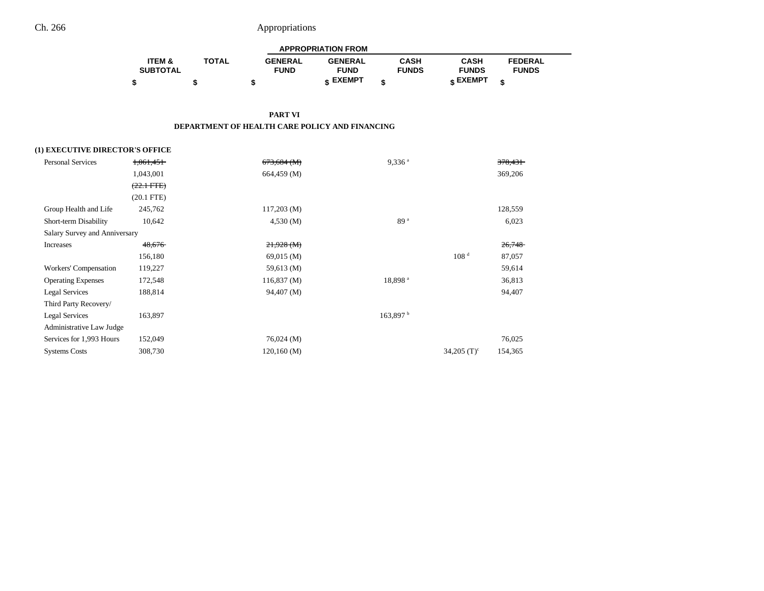## PART VI

## DEPARTMENT OF HEALTH CARE POLICY AND FINANCING

| | ITEM & SUBTOTAL | TOTAL | GENERAL FUND | GENERAL FUND EXEMPT | CASH FUNDS | CASH FUNDS EXEMPT | FEDERAL FUNDS |
|---|---|---|---|---|---|---|---|
| | $ | $ | $ | $ | $ | $ | $ |
| **(1) EXECUTIVE DIRECTOR'S OFFICE** | | | | | | | |
| Personal Services | ~~1,061,451~~ | | ~~673,684 (M)~~ | | 9,336 [a] | | ~~378,431~~ |
| | 1,043,001 | | 664,459 (M) | | | | 369,206 |
| | ~~(22.1 FTE)~~ | | | | | | |
| | (20.1 FTE) | | | | | | |
| Group Health and Life | 245,762 | | 117,203 (M) | | | | 128,559 |
| Short-term Disability | 10,642 | | 4,530 (M) | | 89 [a] | | 6,023 |
| Salary Survey and Anniversary Increases | ~~48,676~~ | | ~~21,928 (M)~~ | | | | ~~26,748~~ |
| | 156,180 | | 69,015 (M) | | | 108 [d] | 87,057 |
| Workers' Compensation | 119,227 | | 59,613 (M) | | | | 59,614 |
| Operating Expenses | 172,548 | | 116,837 (M) | | 18,898 [a] | | 36,813 |
| Legal Services | 188,814 | | 94,407 (M) | | | | 94,407 |
| Third Party Recovery/ Legal Services | 163,897 | | | | 163,897 [b] | | |
| Administrative Law Judge Services for 1,993 Hours | 152,049 | | 76,024 (M) | | | | 76,025 |
| Systems Costs | 308,730 | | 120,160 (M) | | | 34,205 (T)[c] | 154,365 |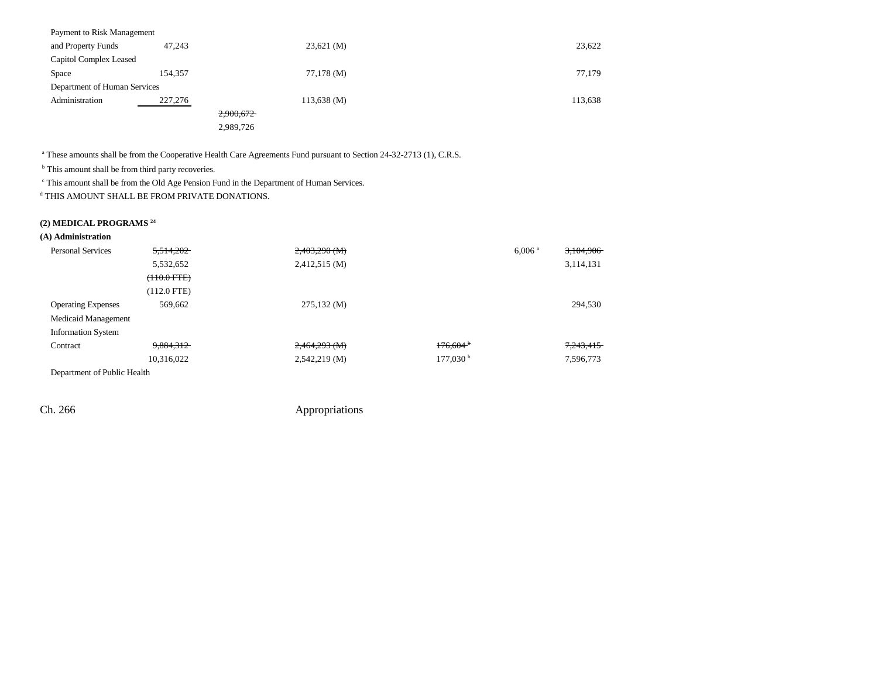| | | | | | |
|---|---|---|---|---|---|
| Payment to Risk Management and Property Funds | 47,243 | | 23,621 (M) | | 23,622 |
| Capitol Complex Leased Space | 154,357 | | 77,178 (M) | | 77,179 |
| Department of Human Services Administration | 227,276 | | 113,638 (M) | | 113,638 |
| | | ~~2,900,672~~ 2,989,726 | | | |

[a] These amounts shall be from the Cooperative Health Care Agreements Fund pursuant to Section 24-32-2713 (1), C.R.S.

[b] This amount shall be from third party recoveries.

[c] This amount shall be from the Old Age Pension Fund in the Department of Human Services.

[d] THIS AMOUNT SHALL BE FROM PRIVATE DONATIONS.

**(2) MEDICAL PROGRAMS [24]**

**(A) Administration**

| | | | | | |
|---|---|---|---|---|---|
| Personal Services | ~~5,514,202~~ 5,532,652 ~~(110.0 FTE)~~ (112.0 FTE) | ~~2,403,290 (M)~~ 2,412,515 (M) | | 6,006 [a] | ~~3,104,906~~ 3,114,131 |
| Operating Expenses | 569,662 | 275,132 (M) | | | 294,530 |
| Medicaid Management Information System Contract | ~~9,884,312~~ 10,316,022 | ~~2,464,293 (M)~~ 2,542,219 (M) | ~~176,604~~ [b] 177,030 [b] | | ~~7,243,415~~ 7,596,773 |
| Department of Public Health | | | | | |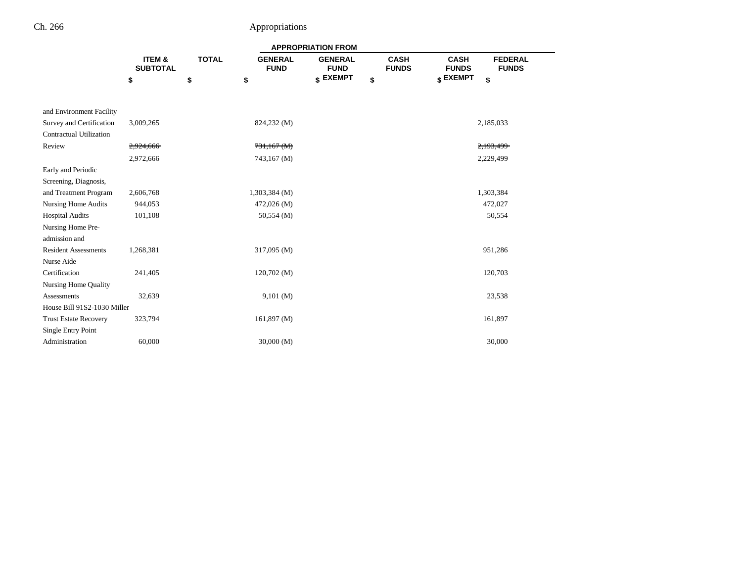| | ITEM & SUBTOTAL | TOTAL | APPROPRIATION FROM GENERAL FUND | GENERAL FUND EXEMPT | CASH FUNDS | CASH FUNDS EXEMPT | FEDERAL FUNDS |
|---|---|---|---|---|---|---|---|
| | $ | $ | $ | $ | $ | $ | $ |
| and Environment Facility Survey and Certification | 3,009,265 | | 824,232 (M) | | | | 2,185,033 |
| Contractual Utilization Review | ~~2,924,666~~ | | ~~731,167 (M)~~ | | | | ~~2,193,499~~ |
| | 2,972,666 | | 743,167 (M) | | | | 2,229,499 |
| Early and Periodic Screening, Diagnosis, and Treatment Program | 2,606,768 | | 1,303,384 (M) | | | | 1,303,384 |
| Nursing Home Audits | 944,053 | | 472,026 (M) | | | | 472,027 |
| Hospital Audits | 101,108 | | 50,554 (M) | | | | 50,554 |
| Nursing Home Pre-admission and Resident Assessments | 1,268,381 | | 317,095 (M) | | | | 951,286 |
| Nurse Aide Certification | 241,405 | | 120,702 (M) | | | | 120,703 |
| Nursing Home Quality Assessments | 32,639 | | 9,101 (M) | | | | 23,538 |
| House Bill 91S2-1030 Miller Trust Estate Recovery | 323,794 | | 161,897 (M) | | | | 161,897 |
| Single Entry Point Administration | 60,000 | | 30,000 (M) | | | | 30,000 |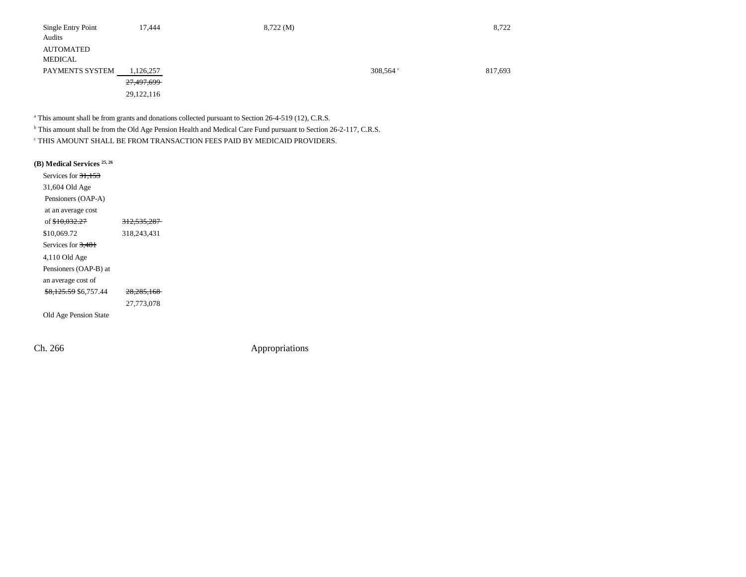| | | | | | |
|---|---|---|---|---|---|
| Single Entry Point Audits | 17,444 | 8,722 (M) | | | 8,722 |
| AUTOMATED MEDICAL PAYMENTS SYSTEM | 1,126,257 | | | 308,564 [c] | 817,693 |
| | ~~27,497,699~~ 29,122,116 | | | | |

[a] This amount shall be from grants and donations collected pursuant to Section 26-4-519 (12), C.R.S.

[b] This amount shall be from the Old Age Pension Health and Medical Care Fund pursuant to Section 26-2-117, C.R.S.

[c] THIS AMOUNT SHALL BE FROM TRANSACTION FEES PAID BY MEDICAID PROVIDERS.

**(B) Medical Services** [25, 26]

| | |
|---|---|
| Services for ~~31,153~~ 31,604 Old Age Pensioners (OAP-A) at an average cost of ~~$10,032.27~~ $10,069.72 | ~~312,535,287~~ 318,243,431 |
| Services for ~~3,481~~ 4,110 Old Age Pensioners (OAP-B) at an average cost of ~~$8,125.59~~ $6,757.44 | ~~28,285,168~~ 27,773,078 |
| Old Age Pension State | |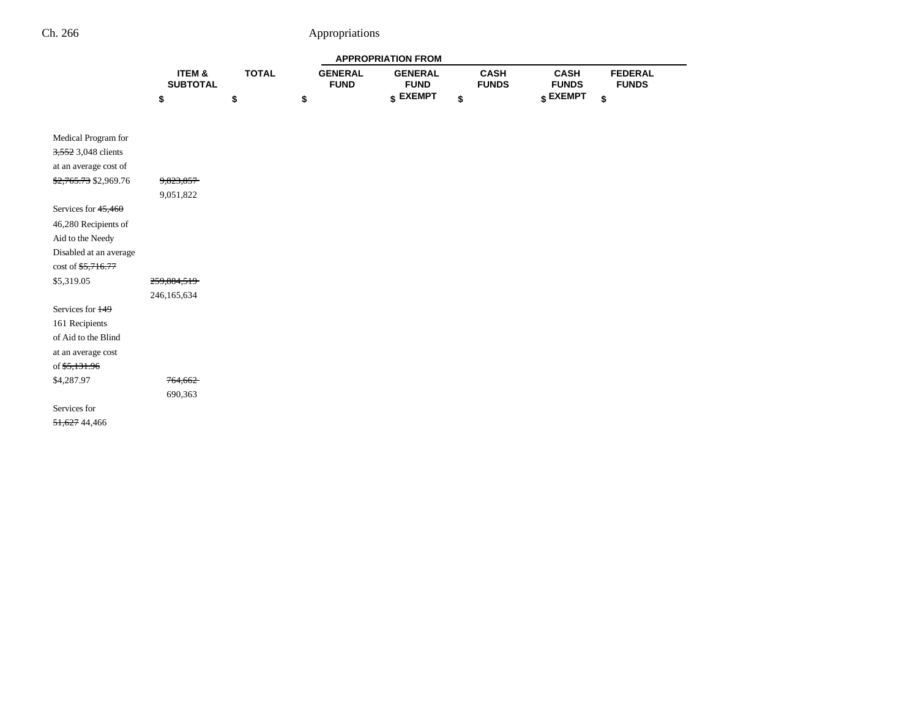| | ITEM & SUBTOTAL | TOTAL | APPROPRIATION FROM | | | | |
|---|---|---|---|---|---|---|---|
| | | | GENERAL FUND | GENERAL FUND EXEMPT | CASH FUNDS | CASH FUNDS EXEMPT | FEDERAL FUNDS |
| | $ | $ | $ | $ | $ | $ | $ |
| Medical Program for ~~3,552~~ 3,048 clients at an average cost of ~~$2,765.73~~ $2,969.76 | ~~9,823,857~~ 9,051,822 | | | | | | |
| Services for ~~45,460~~ 46,280 Recipients of Aid to the Needy Disabled at an average cost of ~~$5,716.77~~ $5,319.05 | ~~259,884,519~~ 246,165,634 | | | | | | |
| Services for ~~149~~ 161 Recipients of Aid to the Blind at an average cost of ~~$5,131.96~~ $4,287.97 | ~~764,662~~ 690,363 | | | | | | |
| Services for ~~51,627~~ 44,466 | | | | | | | |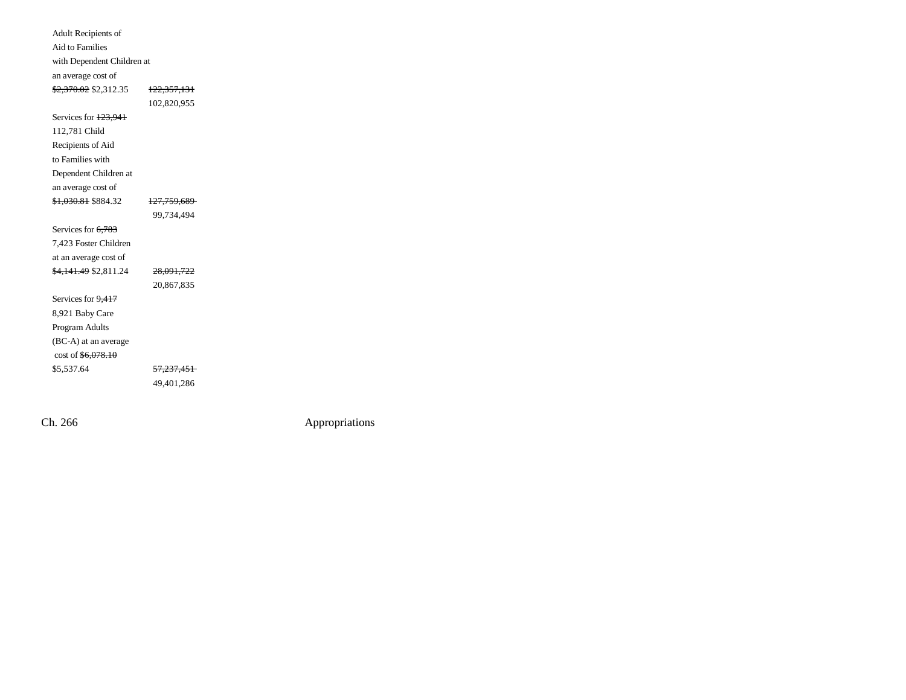| | |
|---|---|
| Adult Recipients of Aid to Families with Dependent Children at an average cost of ~~$2,370.02~~ $2,312.35 | ~~122,357,131~~ 102,820,955 |
| Services for ~~123,941~~ 112,781 Child Recipients of Aid to Families with Dependent Children at an average cost of ~~$1,030.81~~ $884.32 | ~~127,759,689~~ 99,734,494 |
| Services for ~~6,783~~ 7,423 Foster Children at an average cost of ~~$4,141.49~~ $2,811.24 | ~~28,091,722~~ 20,867,835 |
| Services for ~~9,417~~ 8,921 Baby Care Program Adults (BC-A) at an average cost of ~~$6,078.10~~ $5,537.64 | ~~57,237,451~~ 49,401,286 |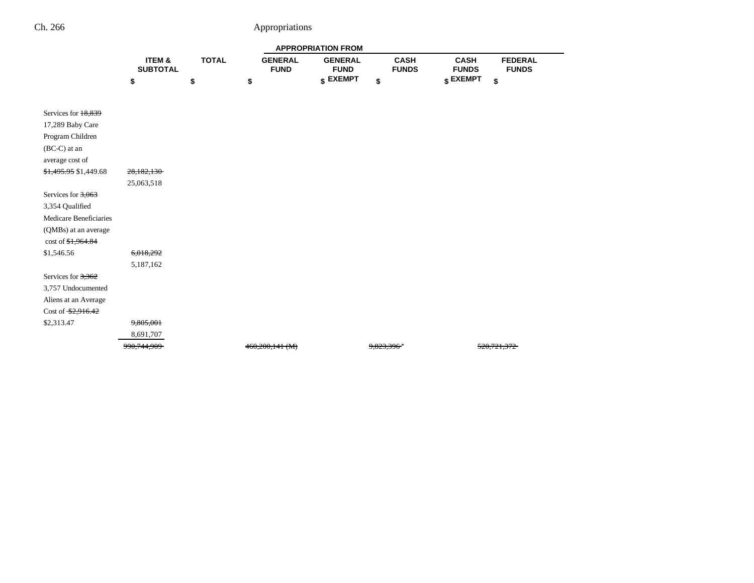| | ITEM & SUBTOTAL | TOTAL | APPROPRIATION FROM | | | | |
|---|---|---|---|---|---|---|---|
| | | | GENERAL FUND | GENERAL FUND EXEMPT | CASH FUNDS | CASH FUNDS EXEMPT | FEDERAL FUNDS |
| | $ | $ | $ | $ | $ | $ | $ |
| Services for ~~18,839~~ 17,289 Baby Care Program Children (BC-C) at an average cost of ~~$1,495.95~~ $1,449.68 | ~~28,182,130~~ 25,063,518 | | | | | | |
| Services for ~~3,063~~ 3,354 Qualified Medicare Beneficiaries (QMBs) at an average cost of ~~$1,964.84~~ $1,546.56 | ~~6,018,292~~ 5,187,162 | | | | | | |
| Services for ~~3,362~~ 3,757 Undocumented Aliens at an Average Cost of ~~$2,916.42~~ $2,313.47 | ~~9,805,001~~ 8,691,707 | | | | | | |
| | ~~990,744,909~~ | | ~~460,200,141 (M)~~ | | ~~9,823,396~~[a] | | ~~520,721,372~~ |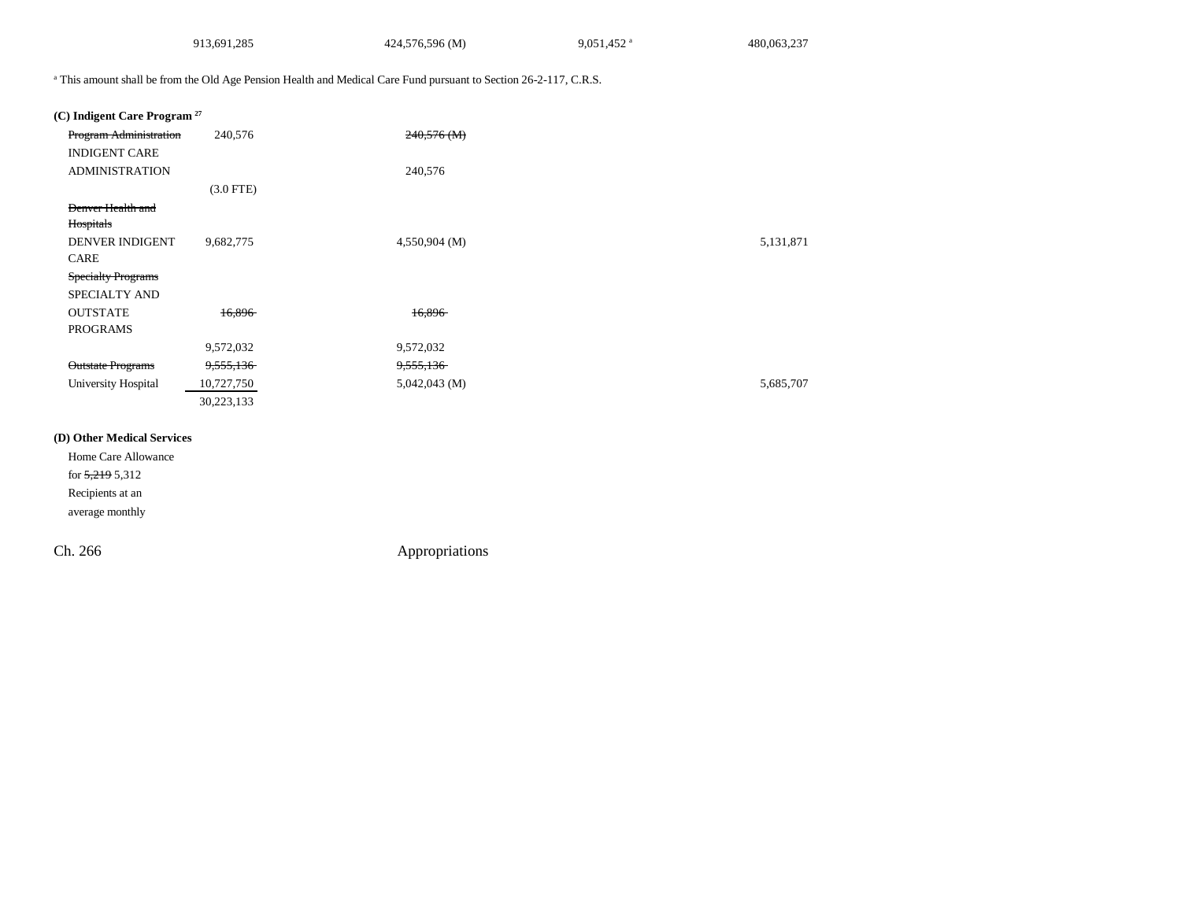| | | | | |
|---|---|---|---|---|
| | 913,691,285 | 424,576,596 (M) | 9,051,452[a] | 480,063,237 |

[a] This amount shall be from the Old Age Pension Health and Medical Care Fund pursuant to Section 26-2-117, C.R.S.

**(C) Indigent Care Program [27]**

| | | | | |
|---|---|---|---|---|
| ~~Program Administration~~ | 240,576 | ~~240,576 (M)~~ | | |
| INDIGENT CARE ADMINISTRATION | | 240,576 | | |
| | (3.0 FTE) | | | |
| ~~Denver Health and Hospitals~~ | | | | |
| DENVER INDIGENT CARE | 9,682,775 | 4,550,904 (M) | | 5,131,871 |
| ~~Specialty Programs~~ | | | | |
| SPECIALTY AND OUTSTATE PROGRAMS | ~~16,896~~ | ~~16,896~~ | | |
| | 9,572,032 | 9,572,032 | | |
| ~~Outstate Programs~~ | ~~9,555,136~~ | ~~9,555,136~~ | | |
| University Hospital | 10,727,750 | 5,042,043 (M) | | 5,685,707 |
| | 30,223,133 | | | |

**(D) Other Medical Services**

Home Care Allowance for ~~5,219~~ 5,312 Recipients at an average monthly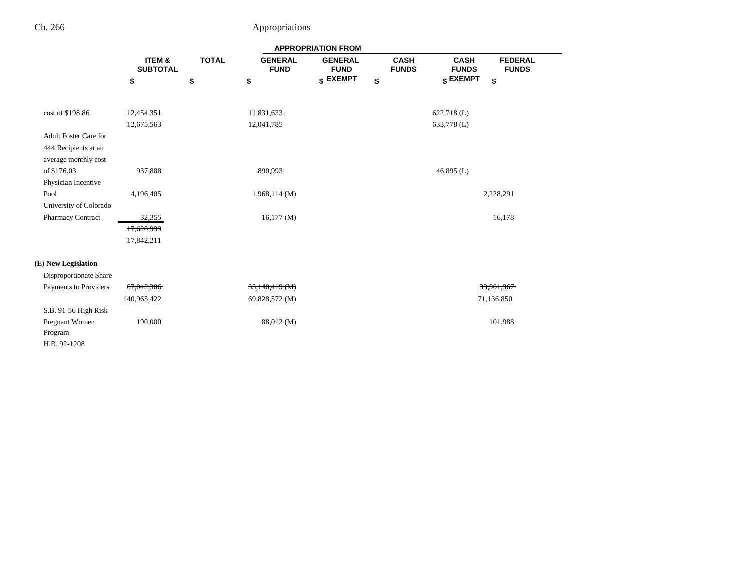| | ITEM & SUBTOTAL | TOTAL | APPROPRIATION FROM GENERAL FUND | GENERAL FUND EXEMPT | CASH FUNDS | CASH FUNDS EXEMPT | FEDERAL FUNDS |
|---|---|---|---|---|---|---|---|
| | $ | $ | $ | $ | $ | $ | $ |
| cost of $198.86 | ~~12,454,351~~ | | ~~11,831,633~~ | | | ~~622,718 (L)~~ | |
| | 12,675,563 | | 12,041,785 | | | 633,778 (L) | |
| Adult Foster Care for 444 Recipients at an average monthly cost of $176.03 | 937,888 | | 890,993 | | | 46,895 (L) | |
| Physician Incentive Pool | 4,196,405 | | 1,968,114 (M) | | | | 2,228,291 |
| University of Colorado Pharmacy Contract | 32,355 | | 16,177 (M) | | | | 16,178 |
| | ~~17,620,999~~ | | | | | | |
| | 17,842,211 | | | | | | |
| **(E) New Legislation** | | | | | | | |
| Disproportionate Share Payments to Providers | ~~67,042,386~~ | | ~~33,140,419 (M)~~ | | | | ~~33,901,967~~ |
| | 140,965,422 | | 69,828,572 (M) | | | | 71,136,850 |
| S.B. 91-56 High Risk Pregnant Women Program | 190,000 | | 88,012 (M) | | | | 101,988 |
| H.B. 92-1208 | | | | | | | |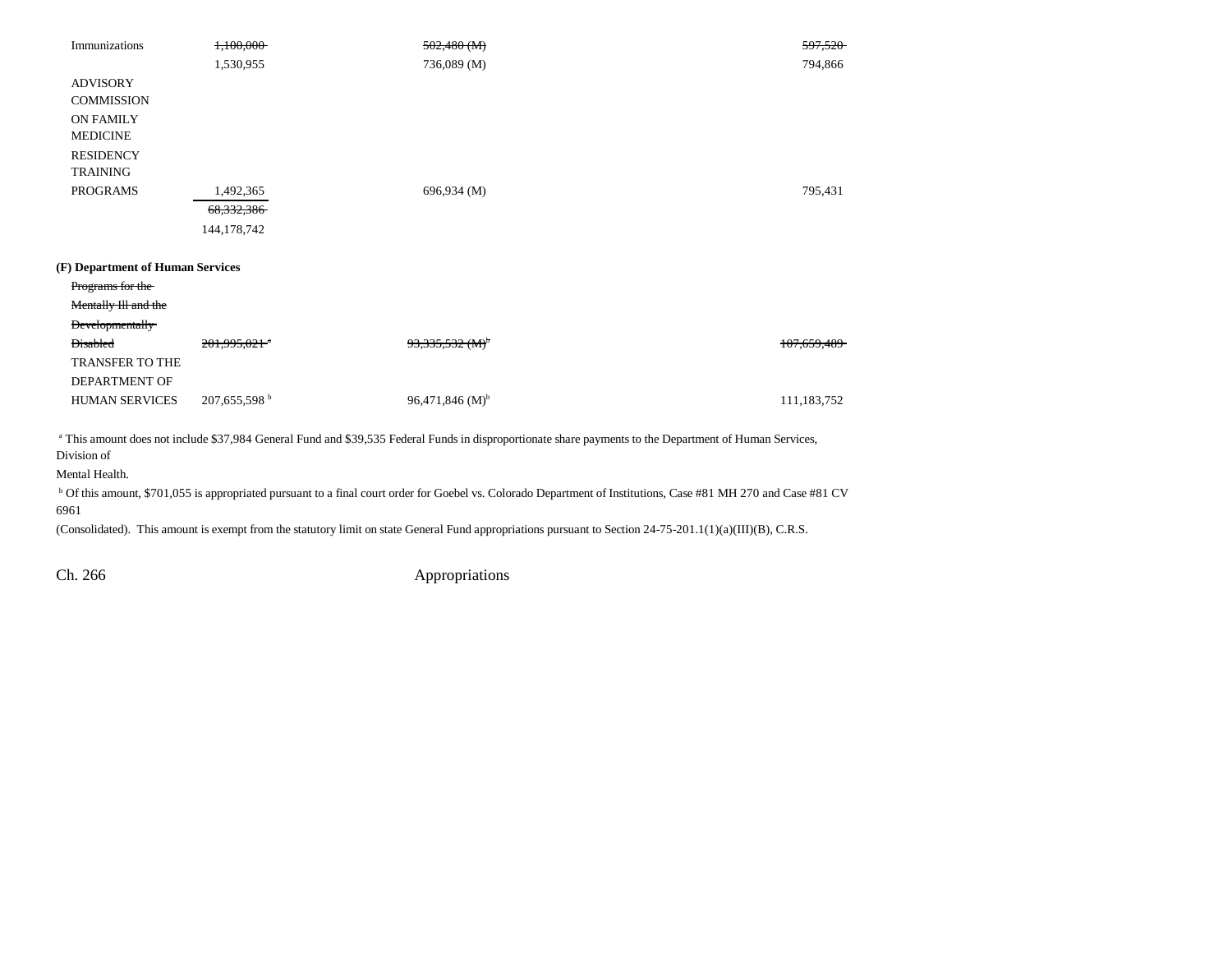| | | | |
|---|---|---|---|
| Immunizations | ~~1,100,000~~ | ~~502,480 (M)~~ | ~~597,520~~ |
| | 1,530,955 | 736,089 (M) | 794,866 |
| ADVISORY COMMISSION ON FAMILY MEDICINE RESIDENCY TRAINING PROGRAMS | 1,492,365 | 696,934 (M) | 795,431 |
| | ~~68,332,386~~ | | |
| | 144,178,742 | | |

**(F) Department of Human Services**

| | | | |
|---|---|---|---|
| ~~Programs for the Mentally Ill and the Developmentally Disabled~~ | ~~201,995,021~~ [a] | ~~93,335,532 (M)~~ [b] | ~~107,659,489~~ |
| TRANSFER TO THE DEPARTMENT OF HUMAN SERVICES | 207,655,598 [b] | 96,471,846 (M)[b] | 111,183,752 |

[a] This amount does not include $37,984 General Fund and $39,535 Federal Funds in disproportionate share payments to the Department of Human Services, Division of Mental Health.

[b] Of this amount, $701,055 is appropriated pursuant to a final court order for Goebel vs. Colorado Department of Institutions, Case #81 MH 270 and Case #81 CV 6961 (Consolidated). This amount is exempt from the statutory limit on state General Fund appropriations pursuant to Section 24-75-201.1(1)(a)(III)(B), C.R.S.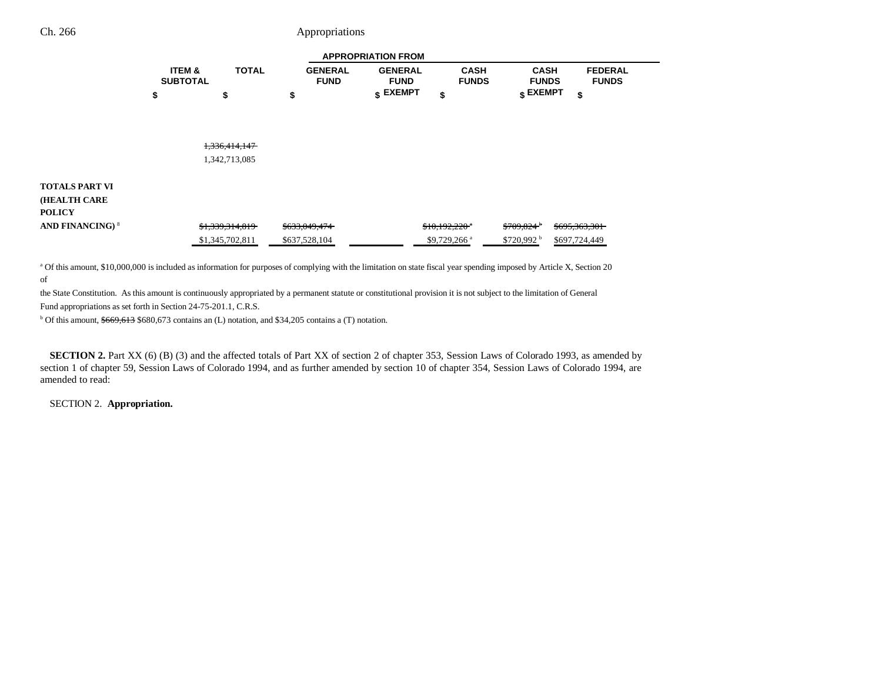| | ITEM & SUBTOTAL | TOTAL | APPROPRIATION FROM | | | | |
|---|---|---|---|---|---|---|---|
| | | | GENERAL FUND | GENERAL FUND EXEMPT | CASH FUNDS | CASH FUNDS EXEMPT | FEDERAL FUNDS |
| | $ | $ | $ | $ | $ | $ | $ |
| | | ~~1,336,414,147~~ | | | | | |
| | | 1,342,713,085 | | | | | |
| **TOTALS PART VI (HEALTH CARE POLICY AND FINANCING)** [8] | | ~~$1,339,314,819~~ | ~~$633,049,474~~ | | ~~$10,192,220~~ [a] | ~~$709,824~~ [b] | ~~$695,363,301~~ |
| | | $1,345,702,811 | $637,528,104 | | $9,729,266 [a] | $720,992 [b] | $697,724,449 |

[a] Of this amount, $10,000,000 is included as information for purposes of complying with the limitation on state fiscal year spending imposed by Article X, Section 20 of the State Constitution. As this amount is continuously appropriated by a permanent statute or constitutional provision it is not subject to the limitation of General Fund appropriations as set forth in Section 24-75-201.1, C.R.S.

[b] Of this amount, ~~$669,613~~ $680,673 contains an (L) notation, and $34,205 contains a (T) notation.

**SECTION 2.** Part XX (6) (B) (3) and the affected totals of Part XX of section 2 of chapter 353, Session Laws of Colorado 1993, as amended by section 1 of chapter 59, Session Laws of Colorado 1994, and as further amended by section 10 of chapter 354, Session Laws of Colorado 1994, are amended to read:

SECTION 2. **Appropriation.**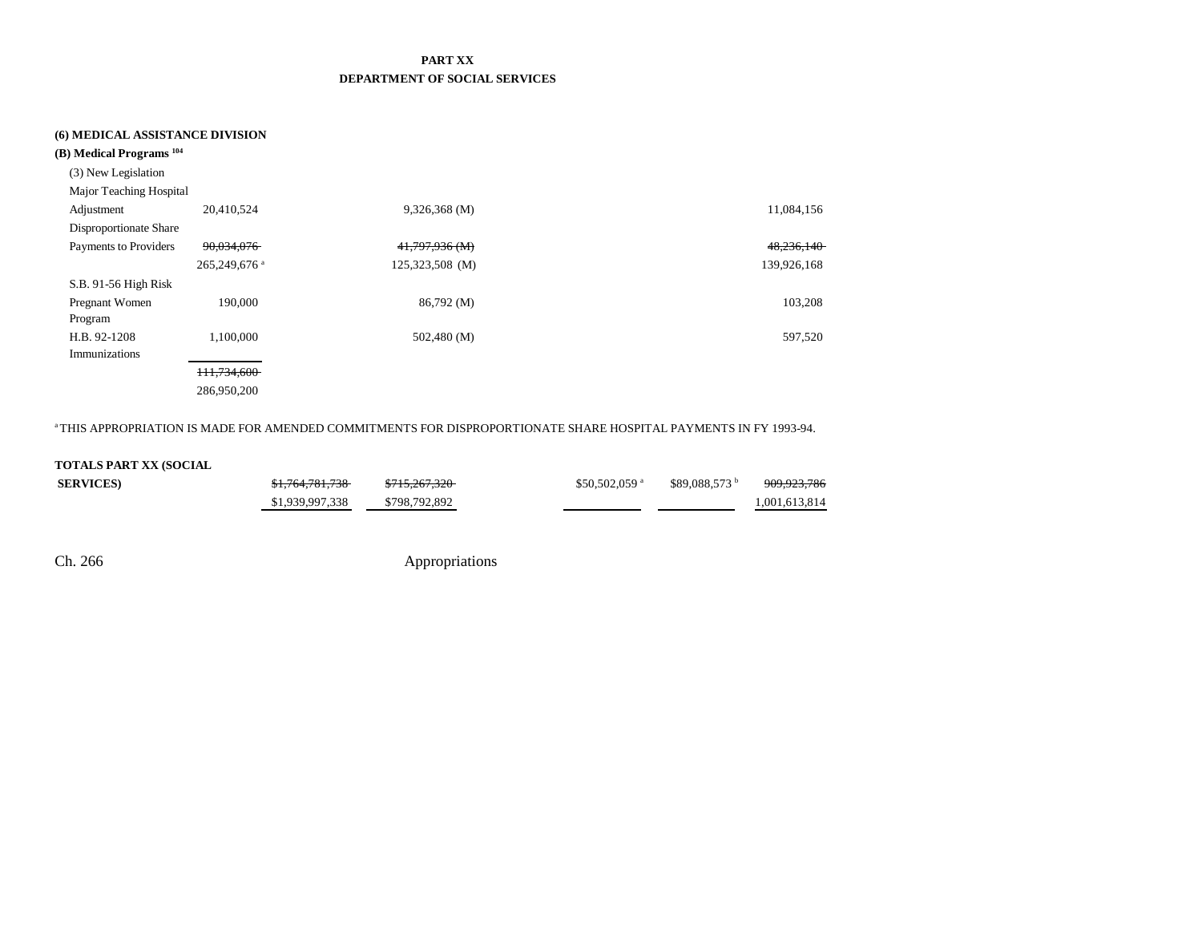**PART XX**
**DEPARTMENT OF SOCIAL SERVICES**

**(6) MEDICAL ASSISTANCE DIVISION**

**(B) Medical Programs** [104]

| | | | | | |
|---|---|---|---|---|---|
| (3) New Legislation | | | | | |
| Major Teaching Hospital Adjustment | 20,410,524 | 9,326,368 (M) | | | 11,084,156 |
| Disproportionate Share Payments to Providers | ~~90,034,076~~ | ~~41,797,936 (M)~~ | | | ~~48,236,140~~ |
| | 265,249,676 [a] | 125,323,508 (M) | | | 139,926,168 |
| S.B. 91-56 High Risk Pregnant Women Program | 190,000 | 86,792 (M) | | | 103,208 |
| H.B. 92-1208 Immunizations | 1,100,000 | 502,480 (M) | | | 597,520 |
| | ~~111,734,600~~ | | | | |
| | 286,950,200 | | | | |

[a] THIS APPROPRIATION IS MADE FOR AMENDED COMMITMENTS FOR DISPROPORTIONATE SHARE HOSPITAL PAYMENTS IN FY 1993-94.

| | | | | | |
|---|---|---|---|---|---|
| **TOTALS PART XX (SOCIAL SERVICES)** | ~~$1,764,781,738~~ | ~~$715,267,320~~ | $50,502,059 [a] | $89,088,573 [b] | ~~909,923,786~~ |
| | $1,939,997,338 | $798,792,892 | | | 1,001,613,814 |

Ch. 266 Appropriations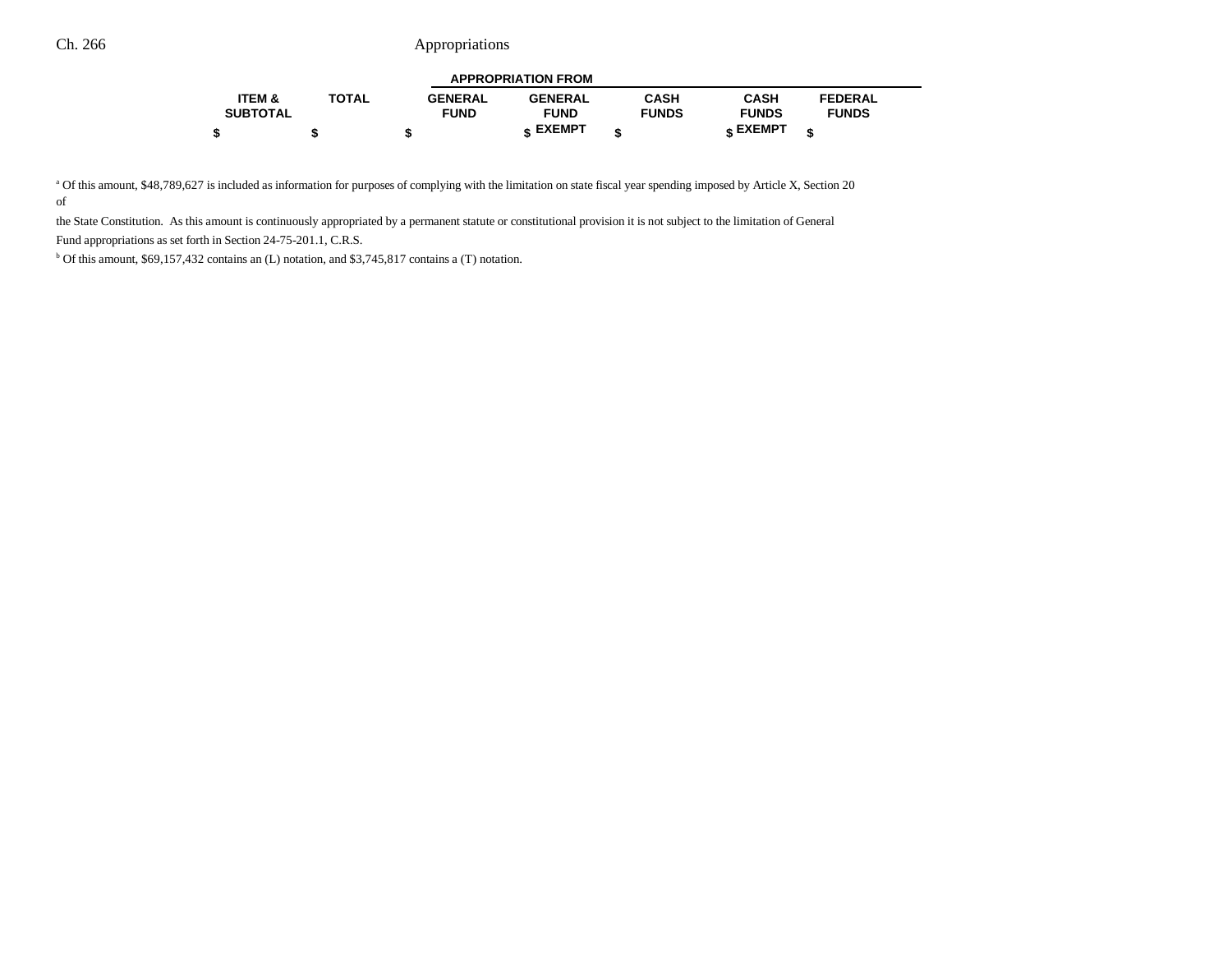| ITEM & SUBTOTAL | TOTAL | APPROPRIATION FROM GENERAL FUND | GENERAL FUND EXEMPT | CASH FUNDS | CASH FUNDS EXEMPT | FEDERAL FUNDS |
|---|---|---|---|---|---|---|
| $ | $ | $ | $ | $ | $ | $ |

[a] Of this amount, $48,789,627 is included as information for purposes of complying with the limitation on state fiscal year spending imposed by Article X, Section 20 of the State Constitution. As this amount is continuously appropriated by a permanent statute or constitutional provision it is not subject to the limitation of General Fund appropriations as set forth in Section 24-75-201.1, C.R.S.

[b] Of this amount, $69,157,432 contains an (L) notation, and $3,745,817 contains a (T) notation.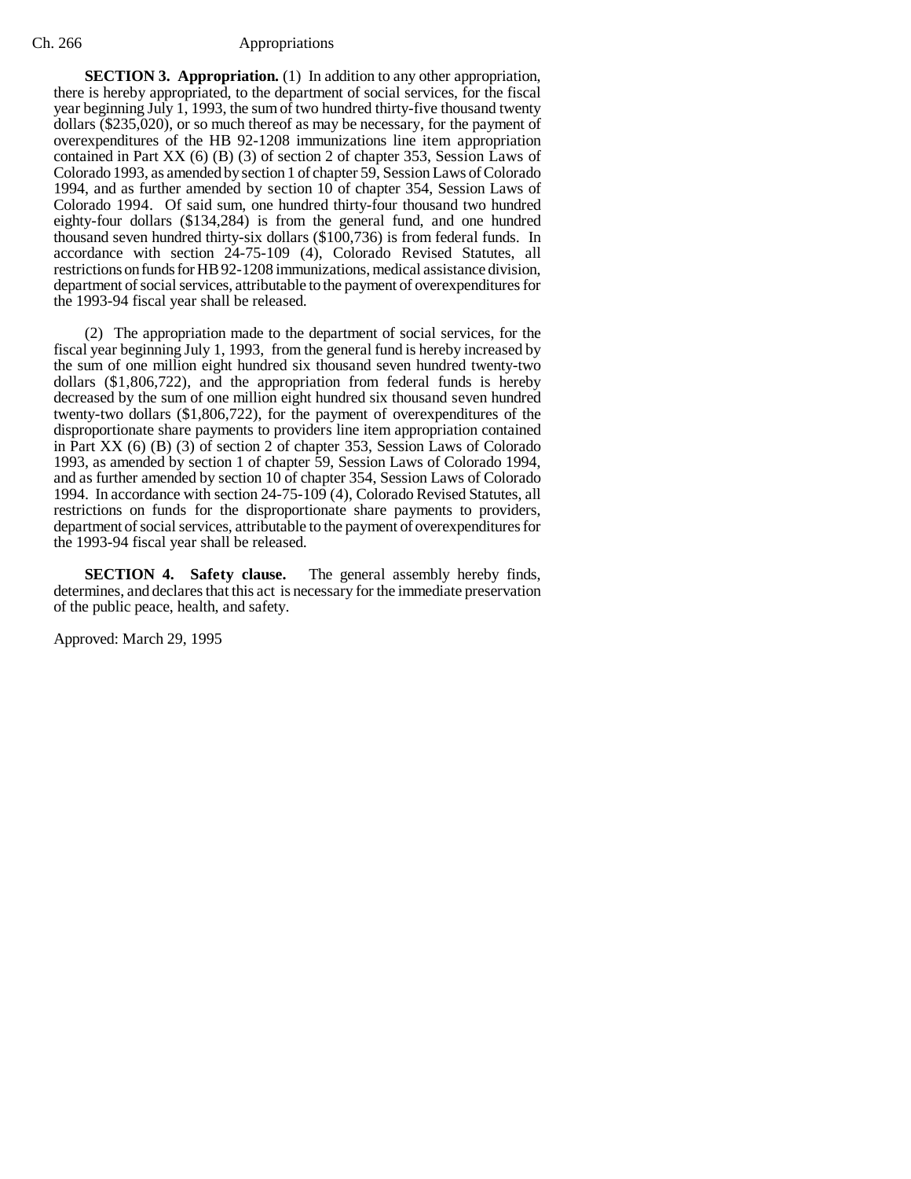**SECTION 3. Appropriation.** (1) In addition to any other appropriation, there is hereby appropriated, to the department of social services, for the fiscal year beginning July 1, 1993, the sum of two hundred thirty-five thousand twenty dollars ($235,020), or so much thereof as may be necessary, for the payment of overexpenditures of the HB 92-1208 immunizations line item appropriation contained in Part XX (6) (B) (3) of section 2 of chapter 353, Session Laws of Colorado 1993, as amended by section 1 of chapter 59, Session Laws of Colorado 1994, and as further amended by section 10 of chapter 354, Session Laws of Colorado 1994. Of said sum, one hundred thirty-four thousand two hundred eighty-four dollars ($134,284) is from the general fund, and one hundred thousand seven hundred thirty-six dollars ($100,736) is from federal funds. In accordance with section 24-75-109 (4), Colorado Revised Statutes, all restrictions on funds for HB 92-1208 immunizations, medical assistance division, department of social services, attributable to the payment of overexpenditures for the 1993-94 fiscal year shall be released.

(2) The appropriation made to the department of social services, for the fiscal year beginning July 1, 1993, from the general fund is hereby increased by the sum of one million eight hundred six thousand seven hundred twenty-two dollars ($1,806,722), and the appropriation from federal funds is hereby decreased by the sum of one million eight hundred six thousand seven hundred twenty-two dollars ($1,806,722), for the payment of overexpenditures of the disproportionate share payments to providers line item appropriation contained in Part XX (6) (B) (3) of section 2 of chapter 353, Session Laws of Colorado 1993, as amended by section 1 of chapter 59, Session Laws of Colorado 1994, and as further amended by section 10 of chapter 354, Session Laws of Colorado 1994. In accordance with section 24-75-109 (4), Colorado Revised Statutes, all restrictions on funds for the disproportionate share payments to providers, department of social services, attributable to the payment of overexpenditures for the 1993-94 fiscal year shall be released.

**SECTION 4. Safety clause.** The general assembly hereby finds, determines, and declares that this act is necessary for the immediate preservation of the public peace, health, and safety.

Approved: March 29, 1995